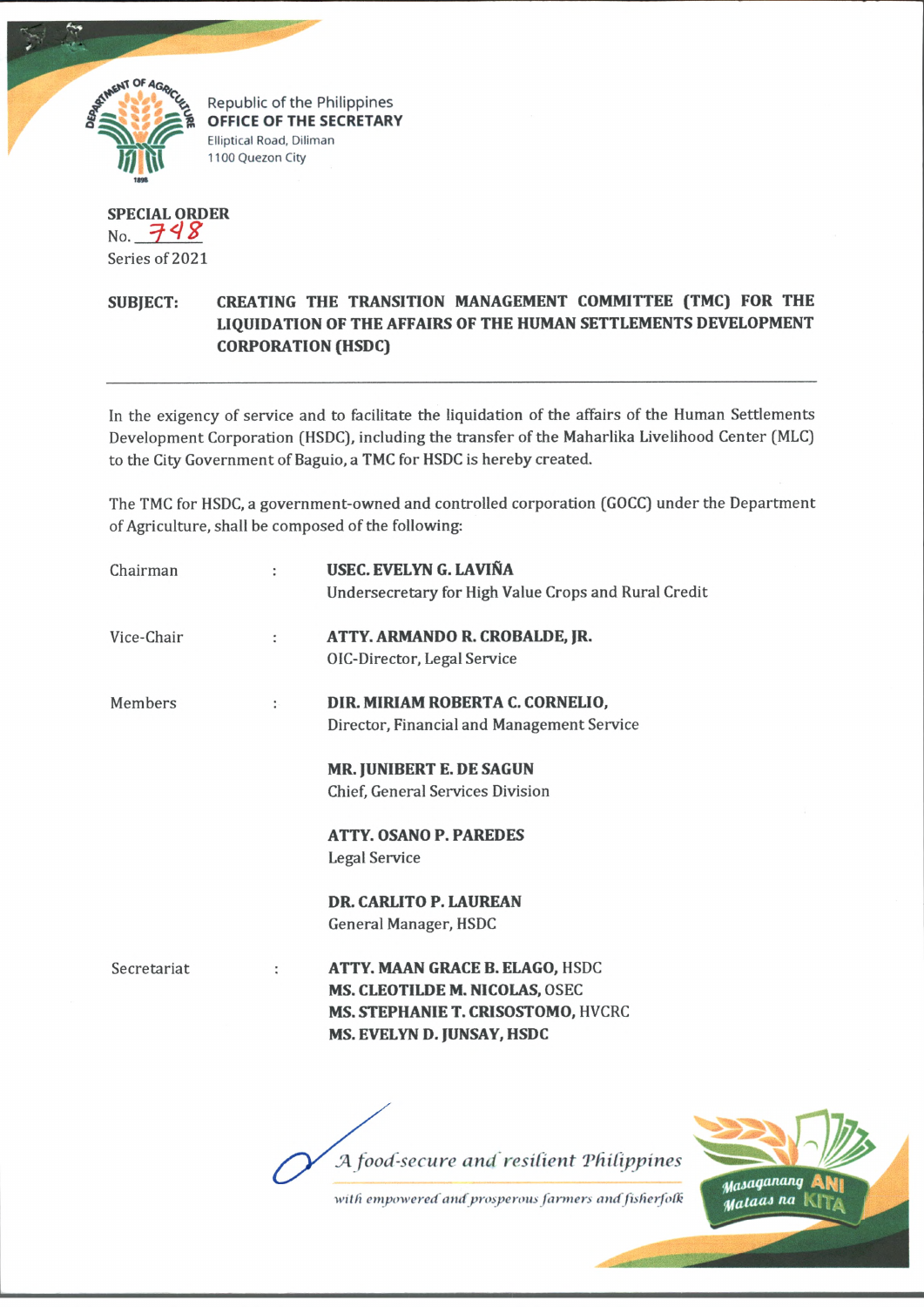Republic of the Philippines
**OFFICE OF THE SECRETARY**
Elliptical Road, Diliman
1100 Quezon City

**SPECIAL ORDER**
No. 748
Series of 2021

**SUBJECT: CREATING THE TRANSITION MANAGEMENT COMMITTEE (TMC) FOR THE LIQUIDATION OF THE AFFAIRS OF THE HUMAN SETTLEMENTS DEVELOPMENT CORPORATION (HSDC)**

---

In the exigency of service and to facilitate the liquidation of the affairs of the Human Settlements Development Corporation (HSDC), including the transfer of the Maharlika Livelihood Center (MLC) to the City Government of Baguio, a TMC for HSDC is hereby created.

The TMC for HSDC, a government-owned and controlled corporation (GOCC) under the Department of Agriculture, shall be composed of the following:

| | | |
|---|---|---|
| Chairman | : | **USEC. EVELYN G. LAVIÑA**<br>Undersecretary for High Value Crops and Rural Credit |
| Vice-Chair | : | **ATTY. ARMANDO R. CROBALDE, JR.**<br>OIC-Director, Legal Service |
| Members | : | **DIR. MIRIAM ROBERTA C. CORNELIO,**<br>Director, Financial and Management Service |
| | | **MR. JUNIBERT E. DE SAGUN**<br>Chief, General Services Division |
| | | **ATTY. OSANO P. PAREDES**<br>Legal Service |
| | | **DR. CARLITO P. LAUREAN**<br>General Manager, HSDC |
| Secretariat | : | **ATTY. MAAN GRACE B. ELAGO,** HSDC<br>**MS. CLEOTILDE M. NICOLAS,** OSEC<br>**MS. STEPHANIE T. CRISOSTOMO,** HVCRC<br>**MS. EVELYN D. JUNSAY, HSDC** |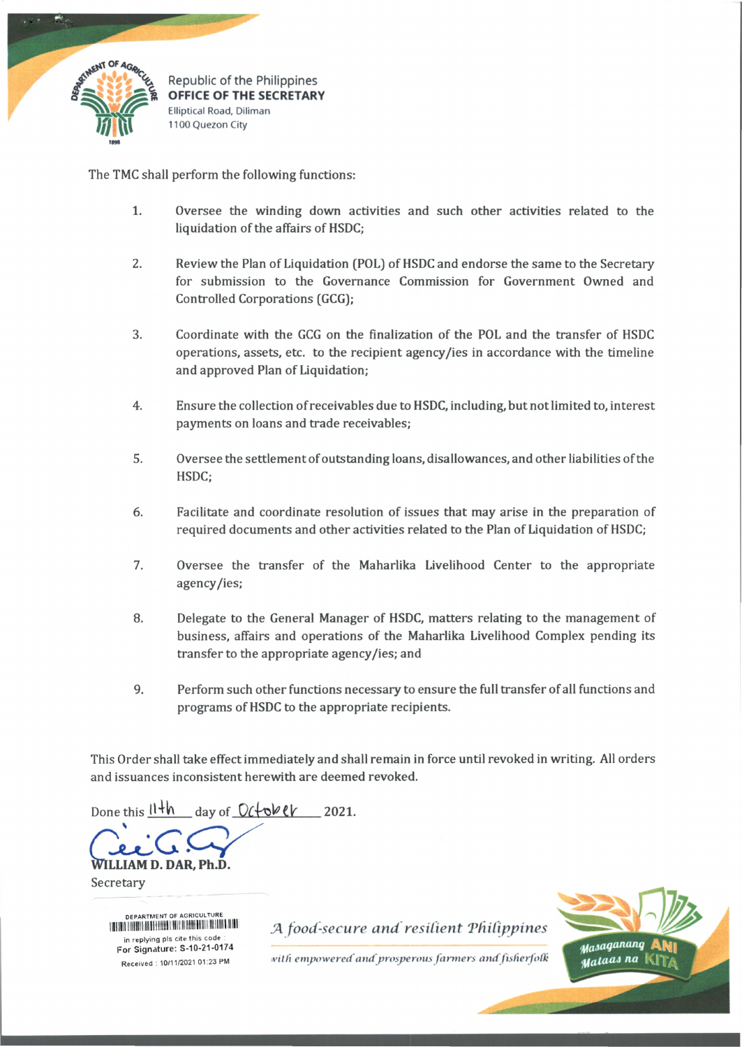The TMC shall perform the following functions:

1. Oversee the winding down activities and such other activities related to the liquidation of the affairs of HSDC;

2. Review the Plan of Liquidation (POL) of HSDC and endorse the same to the Secretary for submission to the Governance Commission for Government Owned and Controlled Corporations (GCG);

3. Coordinate with the GCG on the finalization of the POL and the transfer of HSDC operations, assets, etc. to the recipient agency/ies in accordance with the timeline and approved Plan of Liquidation;

4. Ensure the collection of receivables due to HSDC, including, but not limited to, interest payments on loans and trade receivables;

5. Oversee the settlement of outstanding loans, disallowances, and other liabilities of the HSDC;

6. Facilitate and coordinate resolution of issues that may arise in the preparation of required documents and other activities related to the Plan of Liquidation of HSDC;

7. Oversee the transfer of the Maharlika Livelihood Center to the appropriate agency/ies;

8. Delegate to the General Manager of HSDC, matters relating to the management of business, affairs and operations of the Maharlika Livelihood Complex pending its transfer to the appropriate agency/ies; and

9. Perform such other functions necessary to ensure the full transfer of all functions and programs of HSDC to the appropriate recipients.

This Order shall take effect immediately and shall remain in force until revoked in writing. All orders and issuances inconsistent herewith are deemed revoked.

Done this 11th day of October 2021.

**WILLIAM D. DAR, Ph.D.**
Secretary

DEPARTMENT OF AGRICULTURE
in replying pls cite this code :
For Signature: S-10-21-0174
Received : 10/11/2021 01:23 PM